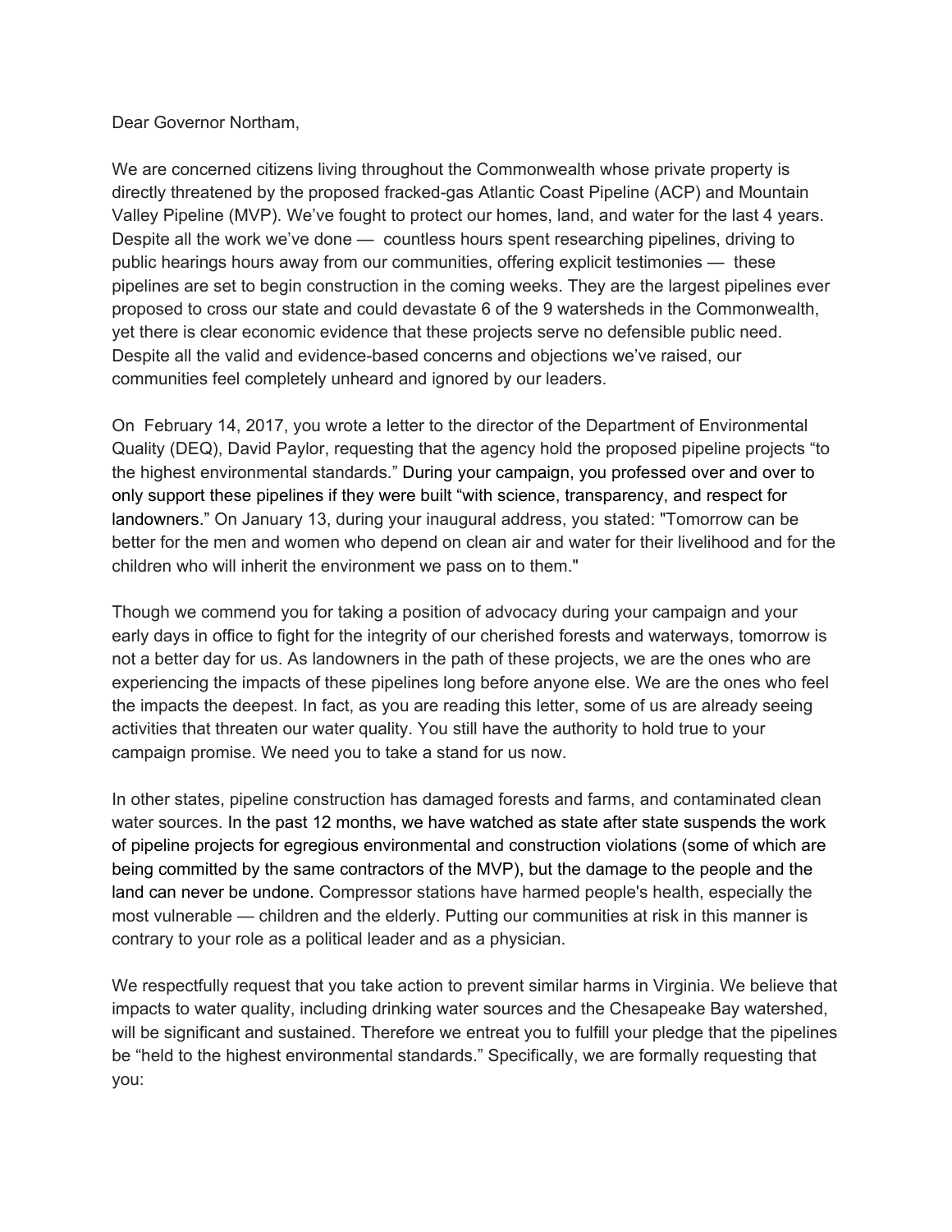Dear Governor Northam,

We are concerned citizens living throughout the Commonwealth whose private property is directly threatened by the proposed fracked-gas Atlantic Coast Pipeline (ACP) and Mountain Valley Pipeline (MVP). We've fought to protect our homes, land, and water for the last 4 years. Despite all the work we've done — countless hours spent researching pipelines, driving to public hearings hours away from our communities, offering explicit testimonies — these pipelines are set to begin construction in the coming weeks. They are the largest pipelines ever proposed to cross our state and could devastate 6 of the 9 watersheds in the Commonwealth, yet there is clear economic evidence that these projects serve no defensible public need. Despite all the valid and evidence-based concerns and objections we've raised, our communities feel completely unheard and ignored by our leaders.

On February 14, 2017, you wrote a letter to the director of the Department of Environmental Quality (DEQ), David Paylor, requesting that the agency hold the proposed pipeline projects "to the highest environmental standards." During your campaign, you professed over and over to only support these pipelines if they were built "with science, transparency, and respect for landowners." On January 13, during your inaugural address, you stated: "Tomorrow can be better for the men and women who depend on clean air and water for their livelihood and for the children who will inherit the environment we pass on to them."

Though we commend you for taking a position of advocacy during your campaign and your early days in office to fight for the integrity of our cherished forests and waterways, tomorrow is not a better day for us. As landowners in the path of these projects, we are the ones who are experiencing the impacts of these pipelines long before anyone else. We are the ones who feel the impacts the deepest. In fact, as you are reading this letter, some of us are already seeing activities that threaten our water quality. You still have the authority to hold true to your campaign promise. We need you to take a stand for us now.

In other states, pipeline construction has damaged forests and farms, and contaminated clean water sources. In the past 12 months, we have watched as state after state suspends the work of pipeline projects for egregious environmental and construction violations (some of which are being committed by the same contractors of the MVP), but the damage to the people and the land can never be undone. Compressor stations have harmed people's health, especially the most vulnerable — children and the elderly. Putting our communities at risk in this manner is contrary to your role as a political leader and as a physician.

We respectfully request that you take action to prevent similar harms in Virginia. We believe that impacts to water quality, including drinking water sources and the Chesapeake Bay watershed, will be significant and sustained. Therefore we entreat you to fulfill your pledge that the pipelines be "held to the highest environmental standards." Specifically, we are formally requesting that you: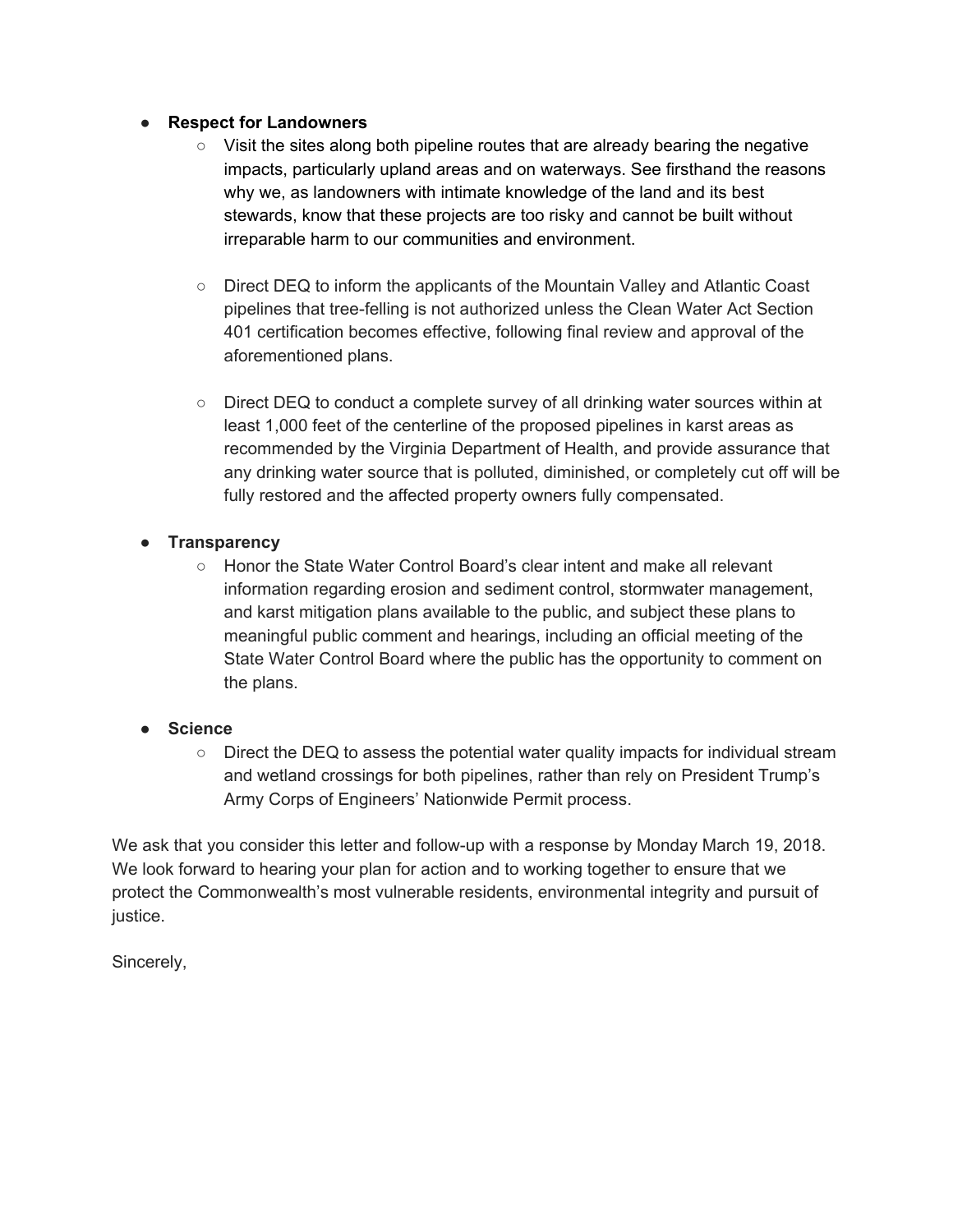- **Respect for Landowners**
    - Visit the sites along both pipeline routes that are already bearing the negative impacts, particularly upland areas and on waterways. See firsthand the reasons why we, as landowners with intimate knowledge of the land and its best stewards, know that these projects are too risky and cannot be built without irreparable harm to our communities and environment.
    - Direct DEQ to inform the applicants of the Mountain Valley and Atlantic Coast pipelines that tree-felling is not authorized unless the Clean Water Act Section 401 certification becomes effective, following final review and approval of the aforementioned plans.
    - Direct DEQ to conduct a complete survey of all drinking water sources within at least 1,000 feet of the centerline of the proposed pipelines in karst areas as recommended by the Virginia Department of Health, and provide assurance that any drinking water source that is polluted, diminished, or completely cut off will be fully restored and the affected property owners fully compensated.
- **Transparency**
    - Honor the State Water Control Board's clear intent and make all relevant information regarding erosion and sediment control, stormwater management, and karst mitigation plans available to the public, and subject these plans to meaningful public comment and hearings, including an official meeting of the State Water Control Board where the public has the opportunity to comment on the plans.
- **Science**
    - Direct the DEQ to assess the potential water quality impacts for individual stream and wetland crossings for both pipelines, rather than rely on President Trump's Army Corps of Engineers' Nationwide Permit process.

We ask that you consider this letter and follow-up with a response by Monday March 19, 2018. We look forward to hearing your plan for action and to working together to ensure that we protect the Commonwealth's most vulnerable residents, environmental integrity and pursuit of justice.

Sincerely,